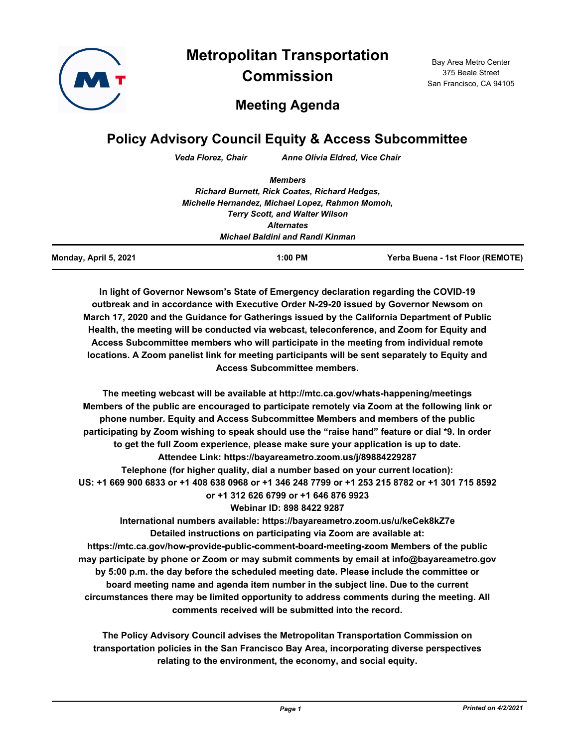# Metropolitan Transportation Commission

Bay Area Metro Center
375 Beale Street
San Francisco, CA 94105

## Meeting Agenda

## Policy Advisory Council Equity & Access Subcommittee

*Veda Florez, Chair* *Anne Olivia Eldred, Vice Chair*

*Members*
*Richard Burnett, Rick Coates, Richard Hedges, Michelle Hernandez, Michael Lopez, Rahmon Momoh, Terry Scott, and Walter Wilson*
*Alternates*
*Michael Baldini and Randi Kinman*

**Monday, April 5, 2021** **1:00 PM** **Yerba Buena - 1st Floor (REMOTE)**

**In light of Governor Newsom's State of Emergency declaration regarding the COVID-19 outbreak and in accordance with Executive Order N-29-20 issued by Governor Newsom on March 17, 2020 and the Guidance for Gatherings issued by the California Department of Public Health, the meeting will be conducted via webcast, teleconference, and Zoom for Equity and Access Subcommittee members who will participate in the meeting from individual remote locations. A Zoom panelist link for meeting participants will be sent separately to Equity and Access Subcommittee members.**

**The meeting webcast will be available at http://mtc.ca.gov/whats-happening/meetings Members of the public are encouraged to participate remotely via Zoom at the following link or phone number. Equity and Access Subcommittee Members and members of the public participating by Zoom wishing to speak should use the "raise hand" feature or dial *9. In order to get the full Zoom experience, please make sure your application is up to date.**
**Attendee Link: https://bayareametro.zoom.us/j/89884229287**
**Telephone (for higher quality, dial a number based on your current location):**
**US: +1 669 900 6833 or +1 408 638 0968 or +1 346 248 7799 or +1 253 215 8782 or +1 301 715 8592 or +1 312 626 6799 or +1 646 876 9923**
**Webinar ID: 898 8422 9287**
**International numbers available: https://bayareametro.zoom.us/u/keCek8kZ7e**
**Detailed instructions on participating via Zoom are available at: https://mtc.ca.gov/how-provide-public-comment-board-meeting-zoom Members of the public may participate by phone or Zoom or may submit comments by email at info@bayareametro.gov by 5:00 p.m. the day before the scheduled meeting date. Please include the committee or board meeting name and agenda item number in the subject line. Due to the current circumstances there may be limited opportunity to address comments during the meeting. All comments received will be submitted into the record.**

**The Policy Advisory Council advises the Metropolitan Transportation Commission on transportation policies in the San Francisco Bay Area, incorporating diverse perspectives relating to the environment, the economy, and social equity.**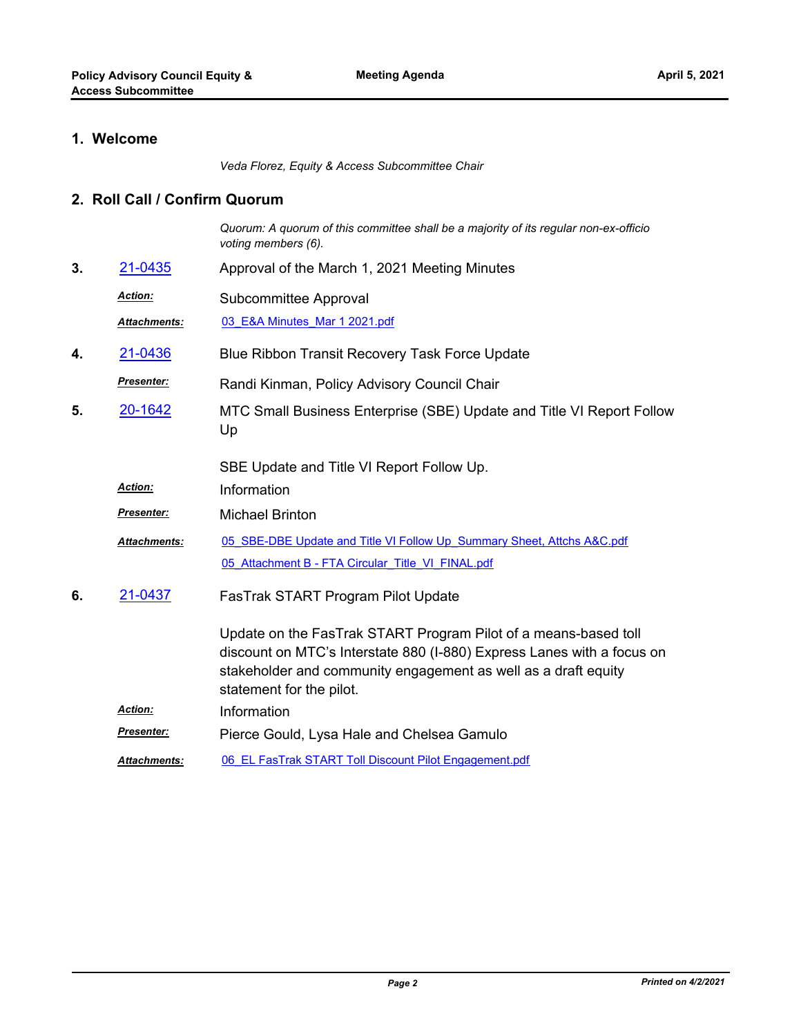## 1. Welcome

*Veda Florez, Equity & Access Subcommittee Chair*

## 2. Roll Call / Confirm Quorum

*Quorum: A quorum of this committee shall be a majority of its regular non-ex-officio voting members (6).*

**3.** 21-0435 Approval of the March 1, 2021 Meeting Minutes

***Action:*** Subcommittee Approval

***Attachments:*** 03_E&A Minutes_Mar 1 2021.pdf

**4.** 21-0436 Blue Ribbon Transit Recovery Task Force Update

***Presenter:*** Randi Kinman, Policy Advisory Council Chair

**5.** 20-1642 MTC Small Business Enterprise (SBE) Update and Title VI Report Follow Up

SBE Update and Title VI Report Follow Up.

***Action:*** Information

***Presenter:*** Michael Brinton

***Attachments:*** 05_SBE-DBE Update and Title VI Follow Up_Summary Sheet, Attchs A&C.pdf

05_Attachment B - FTA Circular_Title_VI_FINAL.pdf

**6.** 21-0437 FasTrak START Program Pilot Update

Update on the FasTrak START Program Pilot of a means-based toll discount on MTC's Interstate 880 (I-880) Express Lanes with a focus on stakeholder and community engagement as well as a draft equity statement for the pilot.

***Action:*** Information

***Presenter:*** Pierce Gould, Lysa Hale and Chelsea Gamulo

***Attachments:*** 06_EL FasTrak START Toll Discount Pilot Engagement.pdf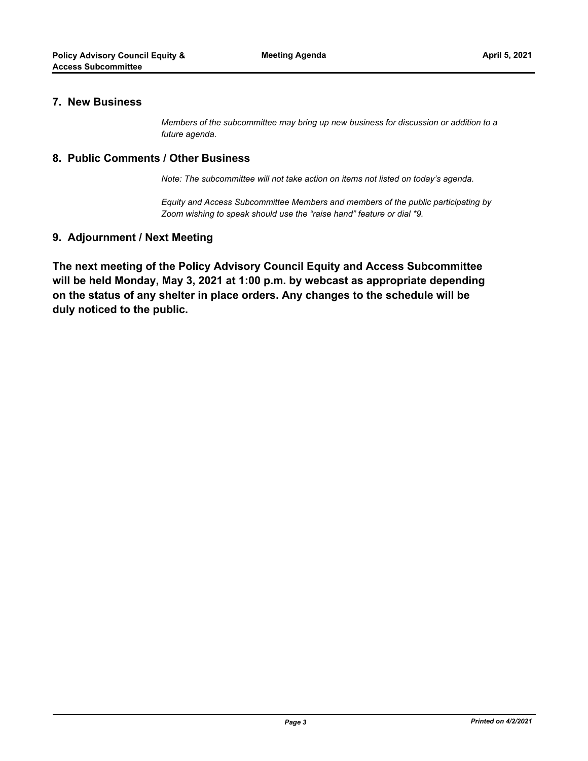## 7. New Business

*Members of the subcommittee may bring up new business for discussion or addition to a future agenda.*

## 8. Public Comments / Other Business

*Note: The subcommittee will not take action on items not listed on today's agenda.*

*Equity and Access Subcommittee Members and members of the public participating by Zoom wishing to speak should use the "raise hand" feature or dial *9.*

## 9. Adjournment / Next Meeting

**The next meeting of the Policy Advisory Council Equity and Access Subcommittee will be held Monday, May 3, 2021 at 1:00 p.m. by webcast as appropriate depending on the status of any shelter in place orders. Any changes to the schedule will be duly noticed to the public.**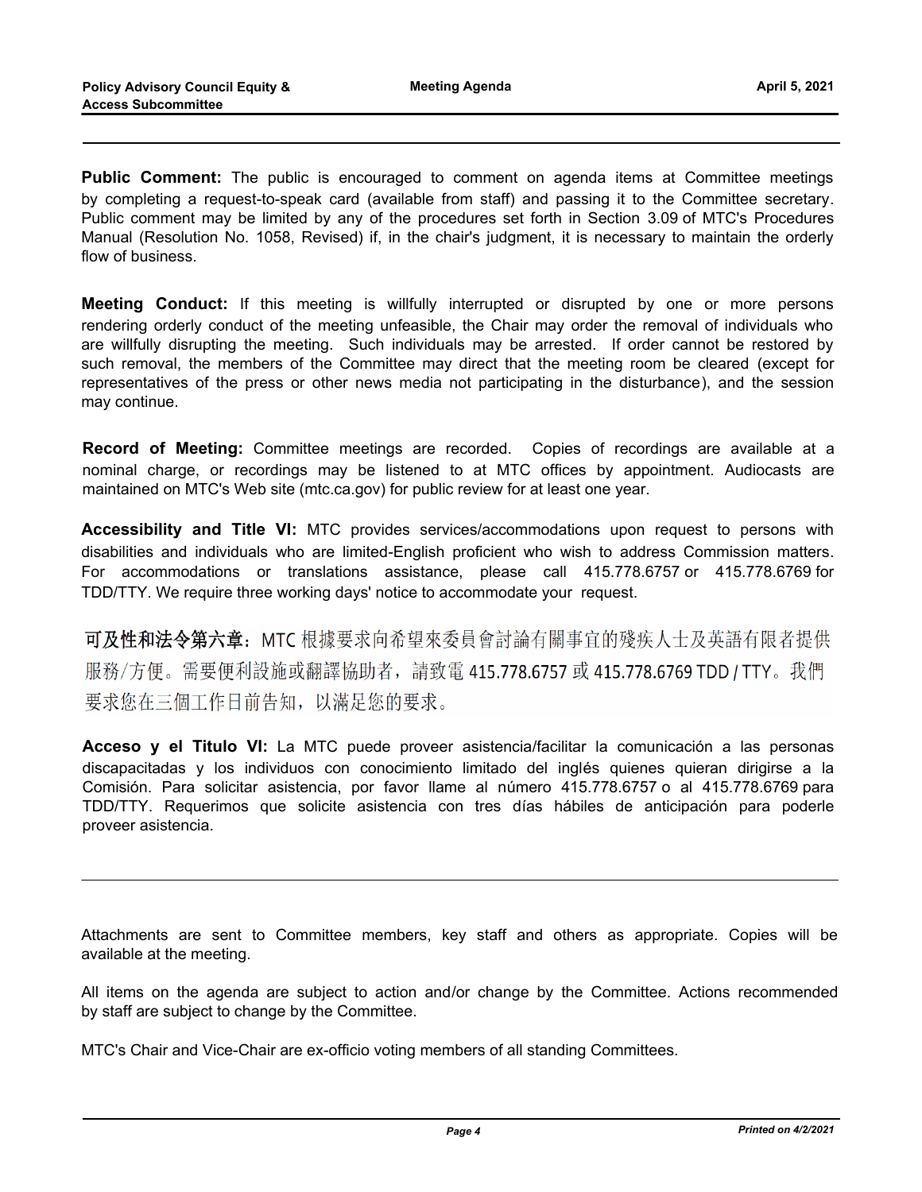**Public Comment:** The public is encouraged to comment on agenda items at Committee meetings by completing a request-to-speak card (available from staff) and passing it to the Committee secretary. Public comment may be limited by any of the procedures set forth in Section 3.09 of MTC's Procedures Manual (Resolution No. 1058, Revised) if, in the chair's judgment, it is necessary to maintain the orderly flow of business.

**Meeting Conduct:** If this meeting is willfully interrupted or disrupted by one or more persons rendering orderly conduct of the meeting unfeasible, the Chair may order the removal of individuals who are willfully disrupting the meeting. Such individuals may be arrested. If order cannot be restored by such removal, the members of the Committee may direct that the meeting room be cleared (except for representatives of the press or other news media not participating in the disturbance), and the session may continue.

**Record of Meeting:** Committee meetings are recorded. Copies of recordings are available at a nominal charge, or recordings may be listened to at MTC offices by appointment. Audiocasts are maintained on MTC's Web site (mtc.ca.gov) for public review for at least one year.

**Accessibility and Title VI:** MTC provides services/accommodations upon request to persons with disabilities and individuals who are limited-English proficient who wish to address Commission matters. For accommodations or translations assistance, please call 415.778.6757 or 415.778.6769 for TDD/TTY. We require three working days' notice to accommodate your request.

**可及性和法令第六章**：MTC 根據要求向希望來委員會討論有關事宜的殘疾人士及英語有限者提供服務/方便。需要便利設施或翻譯協助者，請致電 415.778.6757 或 415.778.6769 TDD / TTY。我們要求您在三個工作日前告知，以滿足您的要求。

**Acceso y el Titulo VI:** La MTC puede proveer asistencia/facilitar la comunicación a las personas discapacitadas y los individuos con conocimiento limitado del inglés quienes quieran dirigirse a la Comisión. Para solicitar asistencia, por favor llame al número 415.778.6757 o al 415.778.6769 para TDD/TTY. Requerimos que solicite asistencia con tres días hábiles de anticipación para poderle proveer asistencia.

---

Attachments are sent to Committee members, key staff and others as appropriate. Copies will be available at the meeting.

All items on the agenda are subject to action and/or change by the Committee. Actions recommended by staff are subject to change by the Committee.

MTC's Chair and Vice-Chair are ex-officio voting members of all standing Committees.